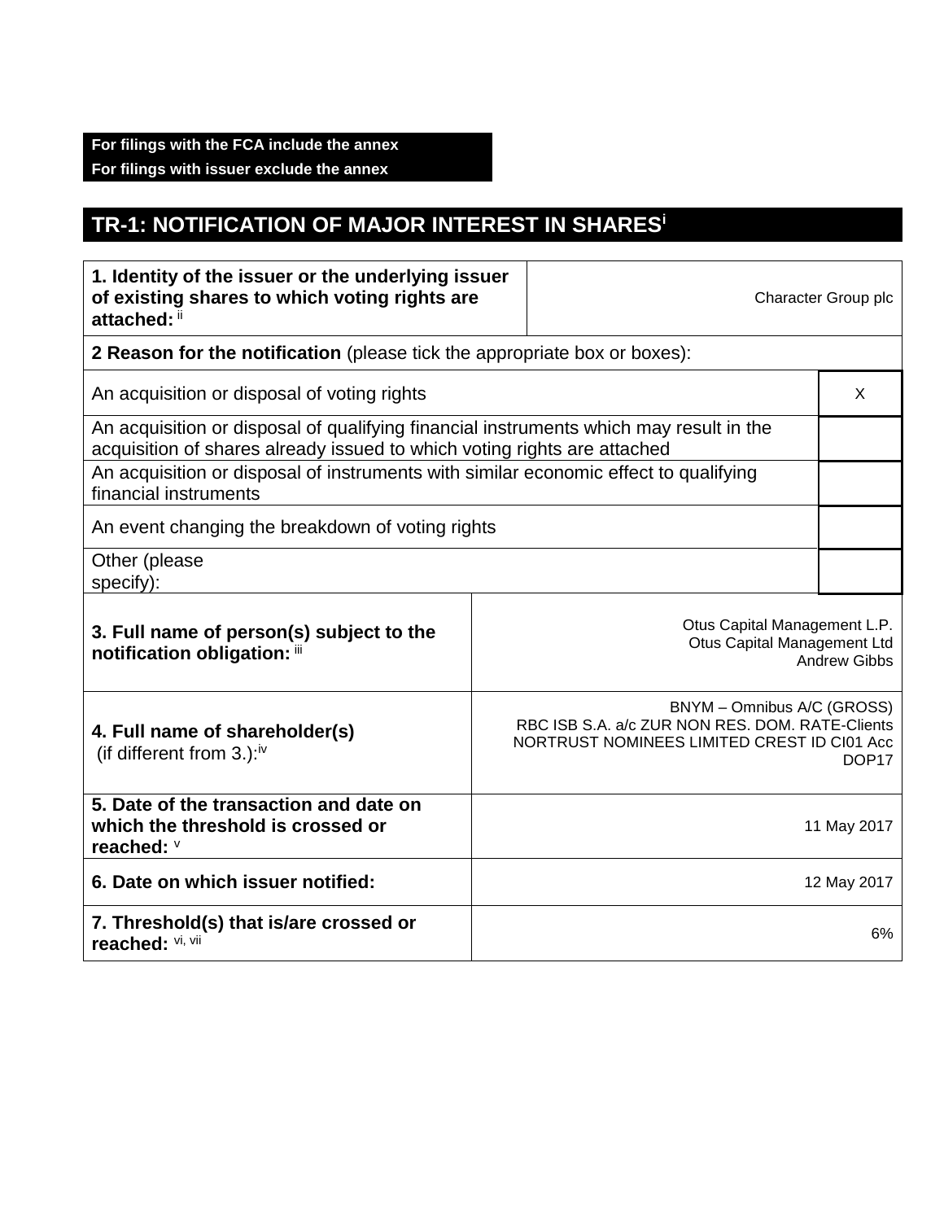**For filings with the FCA include the annex**
**For filings with issuer exclude the annex**

# TR-1: NOTIFICATION OF MAJOR INTEREST IN SHARES[i]

| | |
|---|---|
| **1. Identity of the issuer or the underlying issuer of existing shares to which voting rights are attached:** [ii] | Character Group plc |

| **2 Reason for the notification** (please tick the appropriate box or boxes): | |
|---|---|
| An acquisition or disposal of voting rights | X |
| An acquisition or disposal of qualifying financial instruments which may result in the acquisition of shares already issued to which voting rights are attached | |
| An acquisition or disposal of instruments with similar economic effect to qualifying financial instruments | |
| An event changing the breakdown of voting rights | |
| Other (please specify): | |

| | |
|---|---|
| **3. Full name of person(s) subject to the notification obligation:** [iii] | Otus Capital Management L.P.<br>Otus Capital Management Ltd<br>Andrew Gibbs |
| **4. Full name of shareholder(s)** (if different from 3.):[iv] | BNYM – Omnibus A/C (GROSS)<br>RBC ISB S.A. a/c ZUR NON RES. DOM. RATE-Clients<br>NORTRUST NOMINEES LIMITED CREST ID CI01 Acc DOP17 |
| **5. Date of the transaction and date on which the threshold is crossed or reached:** [v] | 11 May 2017 |
| **6. Date on which issuer notified:** | 12 May 2017 |
| **7. Threshold(s) that is/are crossed or reached:** [vi, vii] | 6% |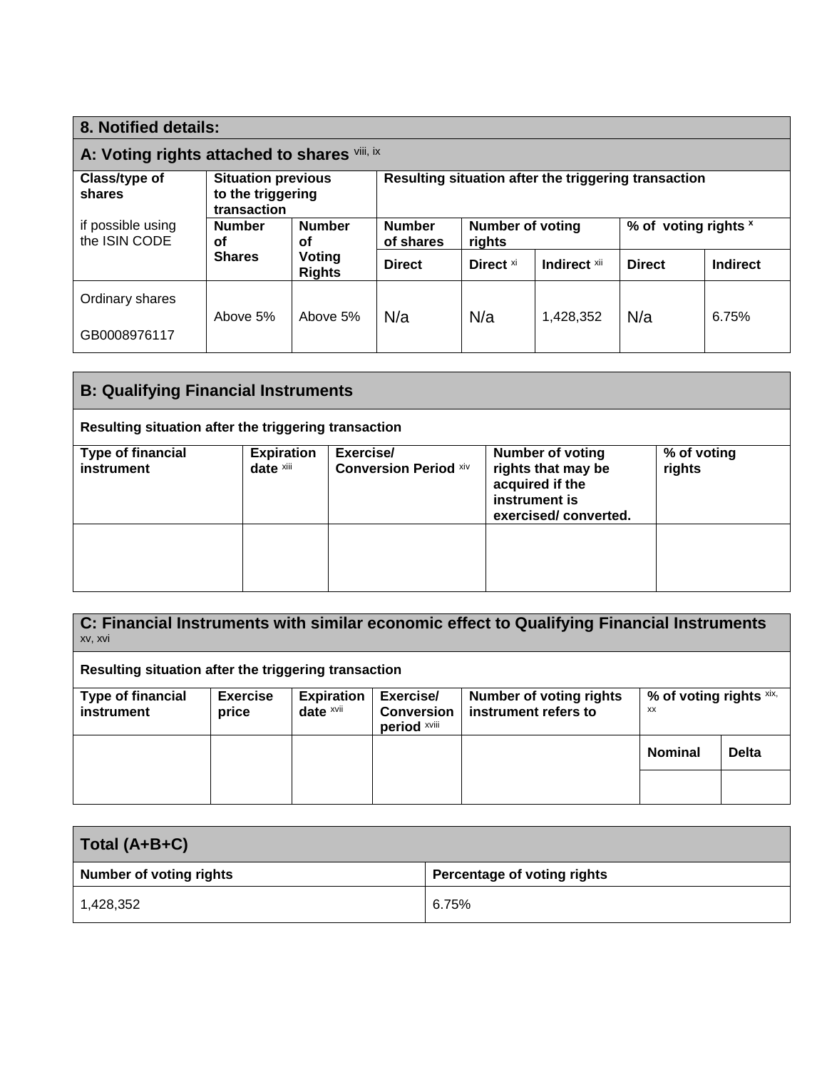## 8. Notified details:

### A: Voting rights attached to shares [viii, ix]

| Class/type of shares<br><br>if possible using the ISIN CODE | Situation previous to the triggering transaction | | Resulting situation after the triggering transaction | | | | |
|---|---|---|---|---|---|---|---|
| | Number of Shares | Number of Voting Rights | Number of shares | Number of voting rights | | % of voting rights [x] | |
| | | | Direct | Direct [xi] | Indirect [xii] | Direct | Indirect |
| Ordinary shares<br><br>GB0008976117 | Above 5% | Above 5% | N/a | N/a | 1,428,352 | N/a | 6.75% |

### B: Qualifying Financial Instruments

**Resulting situation after the triggering transaction**

| Type of financial instrument | Expiration date [xiii] | Exercise/ Conversion Period [xiv] | Number of voting rights that may be acquired if the instrument is exercised/ converted. | % of voting rights |
|---|---|---|---|---|
| | | | | |

### C: Financial Instruments with similar economic effect to Qualifying Financial Instruments [xv, xvi]

**Resulting situation after the triggering transaction**

| Type of financial instrument | Exercise price | Expiration date [xvii] | Exercise/ Conversion period [xviii] | Number of voting rights instrument refers to | % of voting rights [xix, xx] | |
|---|---|---|---|---|---|---|
| | | | | | Nominal | Delta |
| | | | | | | |

### Total (A+B+C)

| Number of voting rights | Percentage of voting rights |
|---|---|
| 1,428,352 | 6.75% |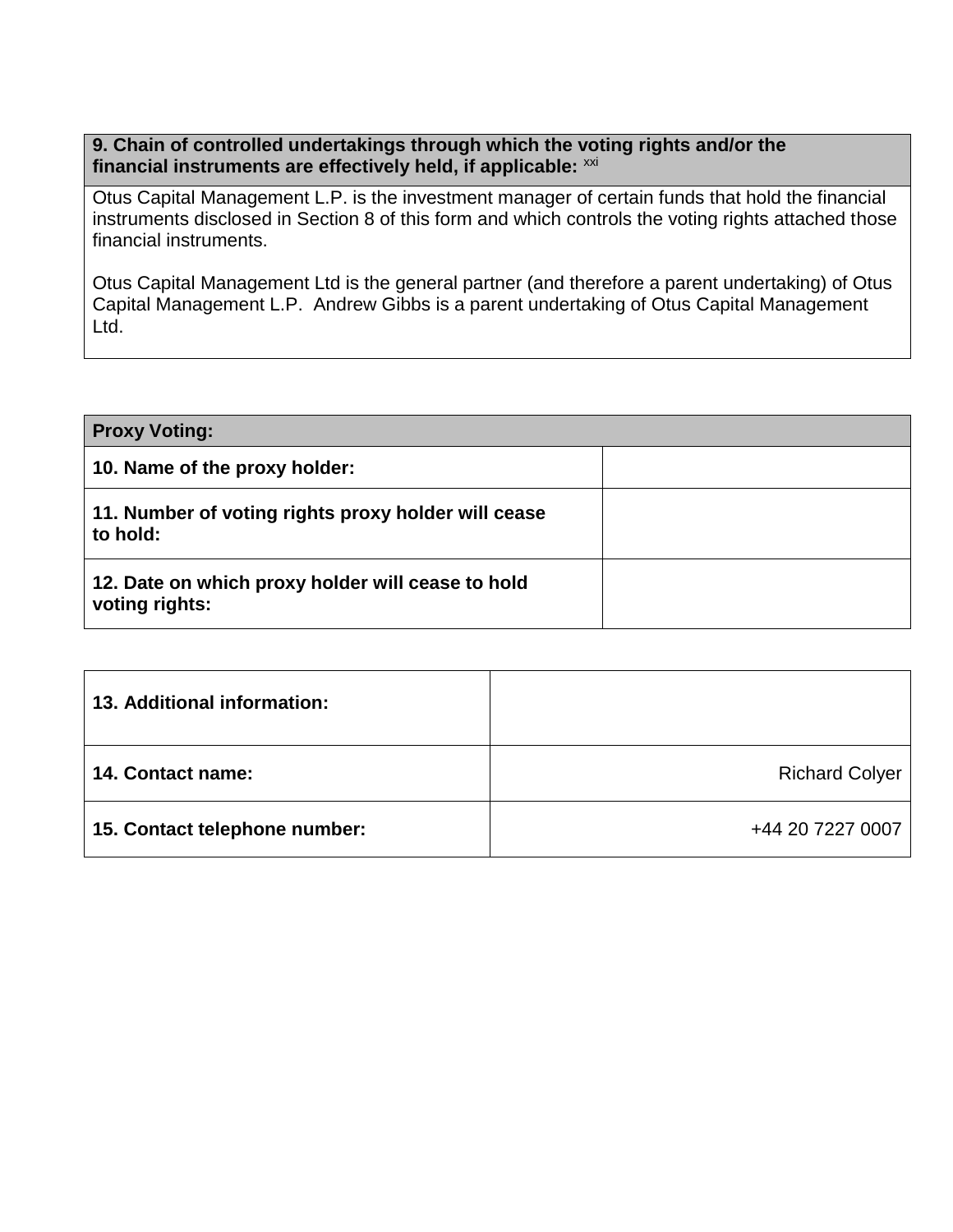| 9. Chain of controlled undertakings through which the voting rights and/or the financial instruments are effectively held, if applicable: [xxi] |
|---|
| Otus Capital Management L.P. is the investment manager of certain funds that hold the financial instruments disclosed in Section 8 of this form and which controls the voting rights attached those financial instruments.<br><br>Otus Capital Management Ltd is the general partner (and therefore a parent undertaking) of Otus Capital Management L.P. Andrew Gibbs is a parent undertaking of Otus Capital Management Ltd. |

| Proxy Voting: | |
|---|---|
| **10. Name of the proxy holder:** | |
| **11. Number of voting rights proxy holder will cease to hold:** | |
| **12. Date on which proxy holder will cease to hold voting rights:** | |

| | |
|---|---|
| **13. Additional information:** | |
| **14. Contact name:** | Richard Colyer |
| **15. Contact telephone number:** | +44 20 7227 0007 |